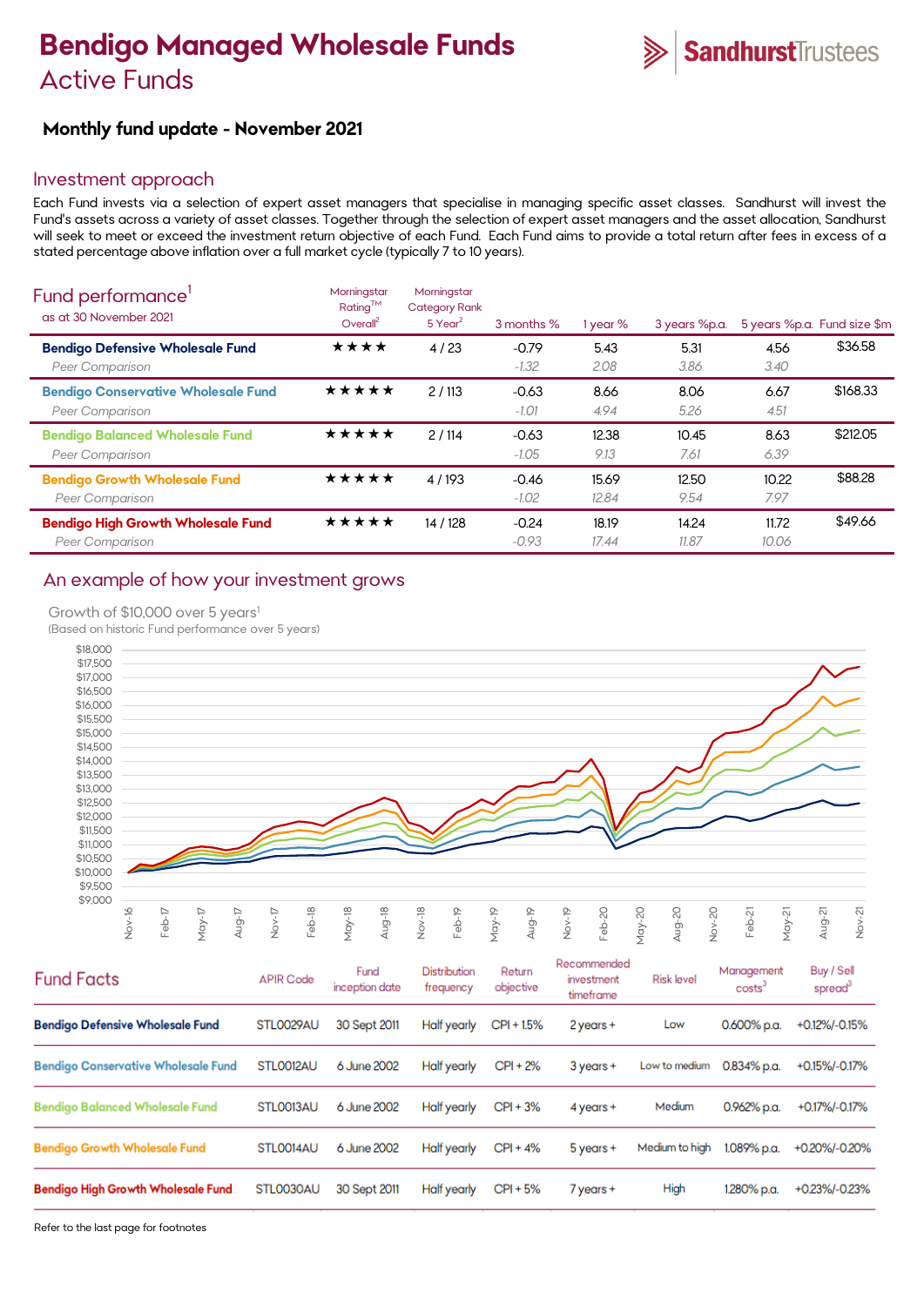# Bendigo Managed Wholesale Funds
## Active Funds

### Monthly fund update - November 2021

## Investment approach

Each Fund invests via a selection of expert asset managers that specialise in managing specific asset classes. Sandhurst will invest the Fund's assets across a variety of asset classes. Together through the selection of expert asset managers and the asset allocation, Sandhurst will seek to meet or exceed the investment return objective of each Fund. Each Fund aims to provide a total return after fees in excess of a stated percentage above inflation over a full market cycle (typically 7 to 10 years).

## Fund performance[1]

as at 30 November 2021

| | Morningstar Rating™ Overall[2] | Morningstar Category Rank 5 Year[2] | 3 months % | 1 year % | 3 years %p.a. | 5 years %p.a. | Fund size $m |
|---|---|---|---|---|---|---|---|
| **Bendigo Defensive Wholesale Fund** | ★★★★ | 4 / 23 | -0.79 | 5.43 | 5.31 | 4.56 | $36.58 |
| *Peer Comparison* | | | *-1.32* | *2.08* | *3.86* | *3.40* | |
| **Bendigo Conservative Wholesale Fund** | ★★★★★ | 2 / 113 | -0.63 | 8.66 | 8.06 | 6.67 | $168.33 |
| *Peer Comparison* | | | *-1.01* | *4.94* | *5.26* | *4.51* | |
| **Bendigo Balanced Wholesale Fund** | ★★★★★ | 2 / 114 | -0.63 | 12.38 | 10.45 | 8.63 | $212.05 |
| *Peer Comparison* | | | *-1.05* | *9.13* | *7.61* | *6.39* | |
| **Bendigo Growth Wholesale Fund** | ★★★★★ | 4 / 193 | -0.46 | 15.69 | 12.50 | 10.22 | $88.28 |
| *Peer Comparison* | | | *-1.02* | *12.84* | *9.54* | *7.97* | |
| **Bendigo High Growth Wholesale Fund** | ★★★★★ | 14 / 128 | -0.24 | 18.19 | 14.24 | 11.72 | $49.66 |
| *Peer Comparison* | | | *-0.93* | *17.44* | *11.87* | *10.06* | |

## An example of how your investment grows

Growth of $10,000 over 5 years[1]
(Based on historic Fund performance over 5 years)

## Fund Facts

| | APIR Code | Fund inception date | Distribution frequency | Return objective | Recommended investment timeframe | Risk level | Management costs[3] | Buy / Sell spread[3] |
|---|---|---|---|---|---|---|---|---|
| **Bendigo Defensive Wholesale Fund** | STL0029AU | 30 Sept 2011 | Half yearly | CPI + 1.5% | 2 years + | Low | 0.600% p.a. | +0.12%/-0.15% |
| **Bendigo Conservative Wholesale Fund** | STL0012AU | 6 June 2002 | Half yearly | CPI + 2% | 3 years + | Low to medium | 0.834% p.a. | +0.15%/-0.17% |
| **Bendigo Balanced Wholesale Fund** | STL0013AU | 6 June 2002 | Half yearly | CPI + 3% | 4 years + | Medium | 0.962% p.a. | +0.17%/-0.17% |
| **Bendigo Growth Wholesale Fund** | STL0014AU | 6 June 2002 | Half yearly | CPI + 4% | 5 years + | Medium to high | 1.089% p.a. | +0.20%/-0.20% |
| **Bendigo High Growth Wholesale Fund** | STL0030AU | 30 Sept 2011 | Half yearly | CPI + 5% | 7 years + | High | 1.280% p.a. | +0.23%/-0.23% |

Refer to the last page for footnotes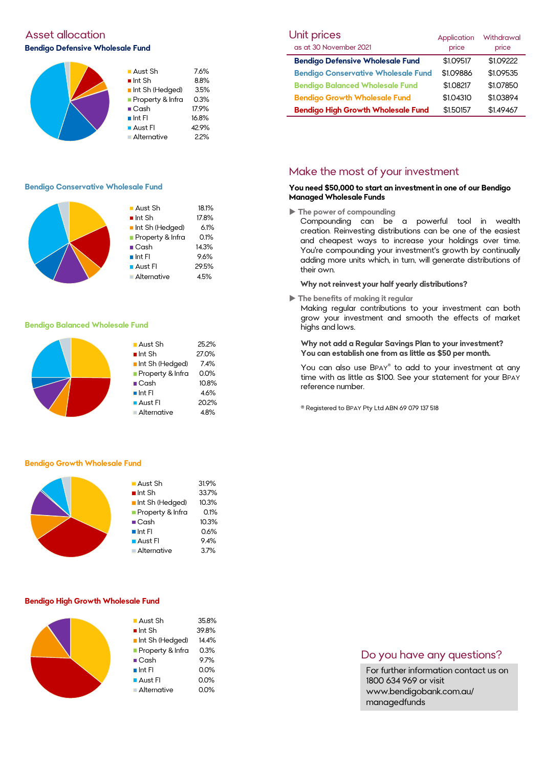## Asset allocation

### Bendigo Defensive Wholesale Fund

| Asset | Allocation |
|---|---|
| Aust Sh | 7.6% |
| Int Sh | 8.8% |
| Int Sh (Hedged) | 3.5% |
| Property & Infra | 0.3% |
| Cash | 17.9% |
| Int FI | 16.8% |
| Aust FI | 42.9% |
| Alternative | 2.2% |

### Bendigo Conservative Wholesale Fund

| Asset | Allocation |
|---|---|
| Aust Sh | 18.1% |
| Int Sh | 17.8% |
| Int Sh (Hedged) | 6.1% |
| Property & Infra | 0.1% |
| Cash | 14.3% |
| Int FI | 9.6% |
| Aust FI | 29.5% |
| Alternative | 4.5% |

### Bendigo Balanced Wholesale Fund

| Asset | Allocation |
|---|---|
| Aust Sh | 25.2% |
| Int Sh | 27.0% |
| Int Sh (Hedged) | 7.4% |
| Property & Infra | 0.0% |
| Cash | 10.8% |
| Int FI | 4.6% |
| Aust FI | 20.2% |
| Alternative | 4.8% |

### Bendigo Growth Wholesale Fund

| Asset | Allocation |
|---|---|
| Aust Sh | 31.9% |
| Int Sh | 33.7% |
| Int Sh (Hedged) | 10.3% |
| Property & Infra | 0.1% |
| Cash | 10.3% |
| Int FI | 0.6% |
| Aust FI | 9.4% |
| Alternative | 3.7% |

### Bendigo High Growth Wholesale Fund

| Asset | Allocation |
|---|---|
| Aust Sh | 35.8% |
| Int Sh | 39.8% |
| Int Sh (Hedged) | 14.4% |
| Property & Infra | 0.3% |
| Cash | 9.7% |
| Int FI | 0.0% |
| Aust FI | 0.0% |
| Alternative | 0.0% |

## Unit prices

as at 30 November 2021

| Fund | Application price | Withdrawal price |
|---|---|---|
| Bendigo Defensive Wholesale Fund | $1.09517 | $1.09222 |
| Bendigo Conservative Wholesale Fund | $1.09886 | $1.09535 |
| Bendigo Balanced Wholesale Fund | $1.08217 | $1.07850 |
| Bendigo Growth Wholesale Fund | $1.04310 | $1.03894 |
| Bendigo High Growth Wholesale Fund | $1.50157 | $1.49467 |

## Make the most of your investment

**You need $50,000 to start an investment in one of our Bendigo Managed Wholesale Funds**

▶ **The power of compounding**

Compounding can be a powerful tool in wealth creation. Reinvesting distributions can be one of the easiest and cheapest ways to increase your holdings over time. You're compounding your investment's growth by continually adding more units which, in turn, will generate distributions of their own.

**Why not reinvest your half yearly distributions?**

▶ **The benefits of making it regular**

Making regular contributions to your investment can both grow your investment and smooth the effects of market highs and lows.

**Why not add a Regular Savings Plan to your investment? You can establish one from as little as $50 per month.**

You can also use BPAY® to add to your investment at any time with as little as $100. See your statement for your BPAY reference number.

® Registered to BPAY Pty Ltd ABN 69 079 137 518

## Do you have any questions?

For further information contact us on 1800 634 969 or visit www.bendigobank.com.au/managedfunds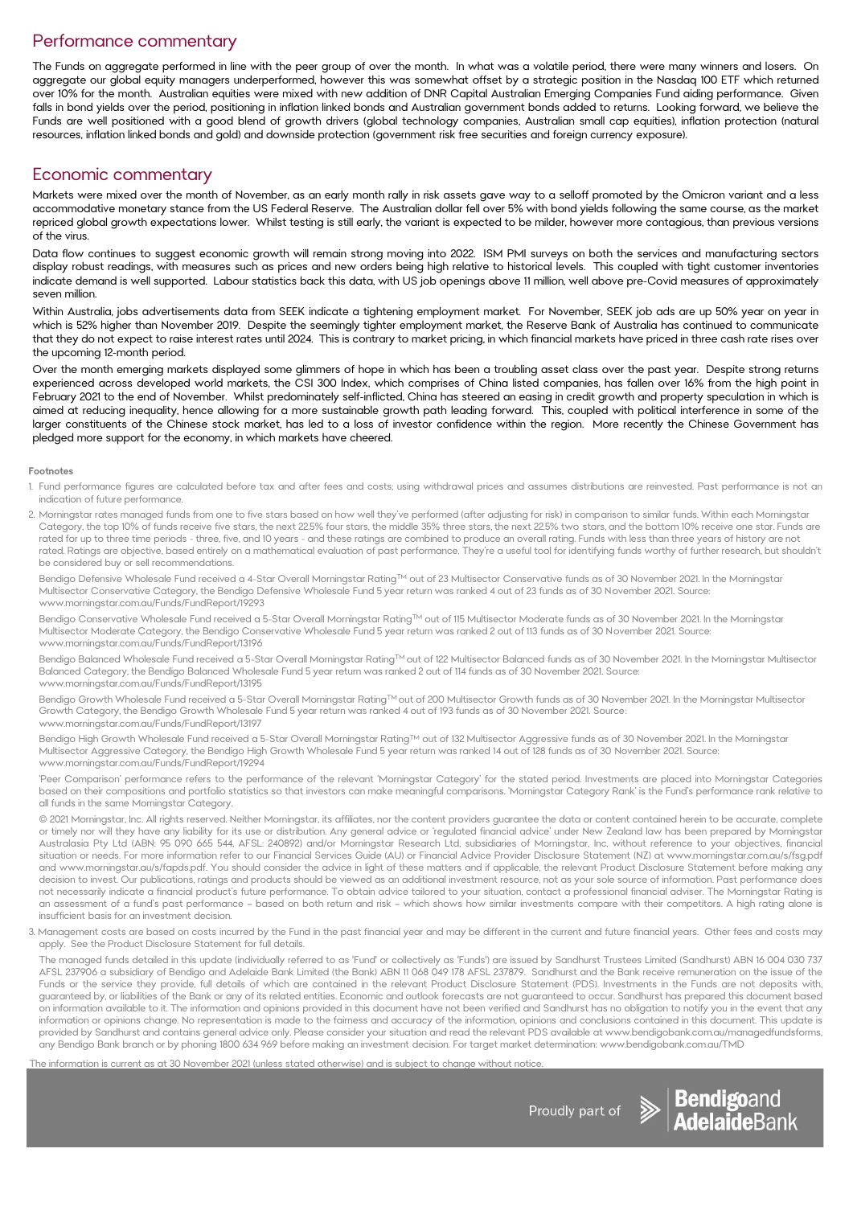## Performance commentary

The Funds on aggregate performed in line with the peer group of over the month. In what was a volatile period, there were many winners and losers. On aggregate our global equity managers underperformed, however this was somewhat offset by a strategic position in the Nasdaq 100 ETF which returned over 10% for the month. Australian equities were mixed with new addition of DNR Capital Australian Emerging Companies Fund aiding performance. Given falls in bond yields over the period, positioning in inflation linked bonds and Australian government bonds added to returns. Looking forward, we believe the Funds are well positioned with a good blend of growth drivers (global technology companies, Australian small cap equities), inflation protection (natural resources, inflation linked bonds and gold) and downside protection (government risk free securities and foreign currency exposure).

## Economic commentary

Markets were mixed over the month of November, as an early month rally in risk assets gave way to a selloff promoted by the Omicron variant and a less accommodative monetary stance from the US Federal Reserve. The Australian dollar fell over 5% with bond yields following the same course, as the market repriced global growth expectations lower. Whilst testing is still early, the variant is expected to be milder, however more contagious, than previous versions of the virus.

Data flow continues to suggest economic growth will remain strong moving into 2022. ISM PMI surveys on both the services and manufacturing sectors display robust readings, with measures such as prices and new orders being high relative to historical levels. This coupled with tight customer inventories indicate demand is well supported. Labour statistics back this data, with US job openings above 11 million, well above pre-Covid measures of approximately seven million.

Within Australia, jobs advertisements data from SEEK indicate a tightening employment market. For November, SEEK job ads are up 50% year on year in which is 52% higher than November 2019. Despite the seemingly tighter employment market, the Reserve Bank of Australia has continued to communicate that they do not expect to raise interest rates until 2024. This is contrary to market pricing, in which financial markets have priced in three cash rate rises over the upcoming 12-month period.

Over the month emerging markets displayed some glimmers of hope in which has been a troubling asset class over the past year. Despite strong returns experienced across developed world markets, the CSI 300 Index, which comprises of China listed companies, has fallen over 16% from the high point in February 2021 to the end of November. Whilst predominately self-inflicted, China has steered an easing in credit growth and property speculation in which is aimed at reducing inequality, hence allowing for a more sustainable growth path leading forward. This, coupled with political interference in some of the larger constituents of the Chinese stock market, has led to a loss of investor confidence within the region. More recently the Chinese Government has pledged more support for the economy, in which markets have cheered.

#### Footnotes

1. Fund performance figures are calculated before tax and after fees and costs; using withdrawal prices and assumes distributions are reinvested. Past performance is not an indication of future performance.
2. Morningstar rates managed funds from one to five stars based on how well they've performed (after adjusting for risk) in comparison to similar funds. Within each Morningstar Category, the top 10% of funds receive five stars, the next 22.5% four stars, the middle 35% three stars, the next 22.5% two stars, and the bottom 10% receive one star. Funds are rated for up to three time periods - three, five, and 10 years - and these ratings are combined to produce an overall rating. Funds with less than three years of history are not rated. Ratings are objective, based entirely on a mathematical evaluation of past performance. They're a useful tool for identifying funds worthy of further research, but shouldn't be considered buy or sell recommendations.

   Bendigo Defensive Wholesale Fund received a 4-Star Overall Morningstar Rating™ out of 23 Multisector Conservative funds as of 30 November 2021. In the Morningstar Multisector Conservative Category, the Bendigo Defensive Wholesale Fund 5 year return was ranked 4 out of 23 funds as of 30 November 2021. Source: www.morningstar.com.au/Funds/FundReport/19293

   Bendigo Conservative Wholesale Fund received a 5-Star Overall Morningstar Rating™ out of 115 Multisector Moderate funds as of 30 November 2021. In the Morningstar Multisector Moderate Category, the Bendigo Conservative Wholesale Fund 5 year return was ranked 2 out of 113 funds as of 30 November 2021. Source: www.morningstar.com.au/Funds/FundReport/13196

   Bendigo Balanced Wholesale Fund received a 5-Star Overall Morningstar Rating™ out of 122 Multisector Balanced funds as of 30 November 2021. In the Morningstar Multisector Balanced Category, the Bendigo Balanced Wholesale Fund 5 year return was ranked 2 out of 114 funds as of 30 November 2021. Source: www.morningstar.com.au/Funds/FundReport/13195

   Bendigo Growth Wholesale Fund received a 5-Star Overall Morningstar Rating™ out of 200 Multisector Growth funds as of 30 November 2021. In the Morningstar Multisector Growth Category, the Bendigo Growth Wholesale Fund 5 year return was ranked 4 out of 193 funds as of 30 November 2021. Source: www.morningstar.com.au/Funds/FundReport/13197

   Bendigo High Growth Wholesale Fund received a 5-Star Overall Morningstar Rating™ out of 132 Multisector Aggressive funds as of 30 November 2021. In the Morningstar Multisector Aggressive Category, the Bendigo High Growth Wholesale Fund 5 year return was ranked 14 out of 128 funds as of 30 November 2021. Source: www.morningstar.com.au/Funds/FundReport/19294

   'Peer Comparison' performance refers to the performance of the relevant 'Morningstar Category' for the stated period. Investments are placed into Morningstar Categories based on their compositions and portfolio statistics so that investors can make meaningful comparisons. 'Morningstar Category Rank' is the Fund's performance rank relative to all funds in the same Morningstar Category.

   © 2021 Morningstar, Inc. All rights reserved. Neither Morningstar, its affiliates, nor the content providers guarantee the data or content contained herein to be accurate, complete or timely nor will they have any liability for its use or distribution. Any general advice or 'regulated financial advice' under New Zealand law has been prepared by Morningstar Australasia Pty Ltd (ABN: 95 090 665 544, AFSL: 240892) and/or Morningstar Research Ltd, subsidiaries of Morningstar, Inc, without reference to your objectives, financial situation or needs. For more information refer to our Financial Services Guide (AU) or Financial Advice Provider Disclosure Statement (NZ) at www.morningstar.com.au/s/fsg.pdf and www.morningstar.au/s/fapds.pdf. You should consider the advice in light of these matters and if applicable, the relevant Product Disclosure Statement before making any decision to invest. Our publications, ratings and products should be viewed as an additional investment resource, not as your sole source of information. Past performance does not necessarily indicate a financial product's future performance. To obtain advice tailored to your situation, contact a professional financial adviser. The Morningstar Rating is an assessment of a fund's past performance – based on both return and risk – which shows how similar investments compare with their competitors. A high rating alone is insufficient basis for an investment decision.

3. Management costs are based on costs incurred by the Fund in the past financial year and may be different in the current and future financial years. Other fees and costs may apply. See the Product Disclosure Statement for full details.

   The managed funds detailed in this update (individually referred to as 'Fund' or collectively as 'Funds') are issued by Sandhurst Trustees Limited (Sandhurst) ABN 16 004 030 737 AFSL 237906 a subsidiary of Bendigo and Adelaide Bank Limited (the Bank) ABN 11 068 049 178 AFSL 237879. Sandhurst and the Bank receive remuneration on the issue of the Funds or the service they provide, full details of which are contained in the relevant Product Disclosure Statement (PDS). Investments in the Funds are not deposits with, guaranteed by, or liabilities of the Bank or any of its related entities. Economic and outlook forecasts are not guaranteed to occur. Sandhurst has prepared this document based on information available to it. The information and opinions provided in this document have not been verified and Sandhurst has no obligation to notify you in the event that any information or opinions change. No representation is made to the fairness and accuracy of the information, opinions and conclusions contained in this document. This update is provided by Sandhurst and contains general advice only. Please consider your situation and read the relevant PDS available at www.bendigobank.com.au/managedfundsforms, any Bendigo Bank branch or by phoning 1800 634 969 before making an investment decision. For target market determination: www.bendigobank.com.au/TMD

The information is current as at 30 November 2021 (unless stated otherwise) and is subject to change without notice.

Proudly part of Bendigo and Adelaide Bank